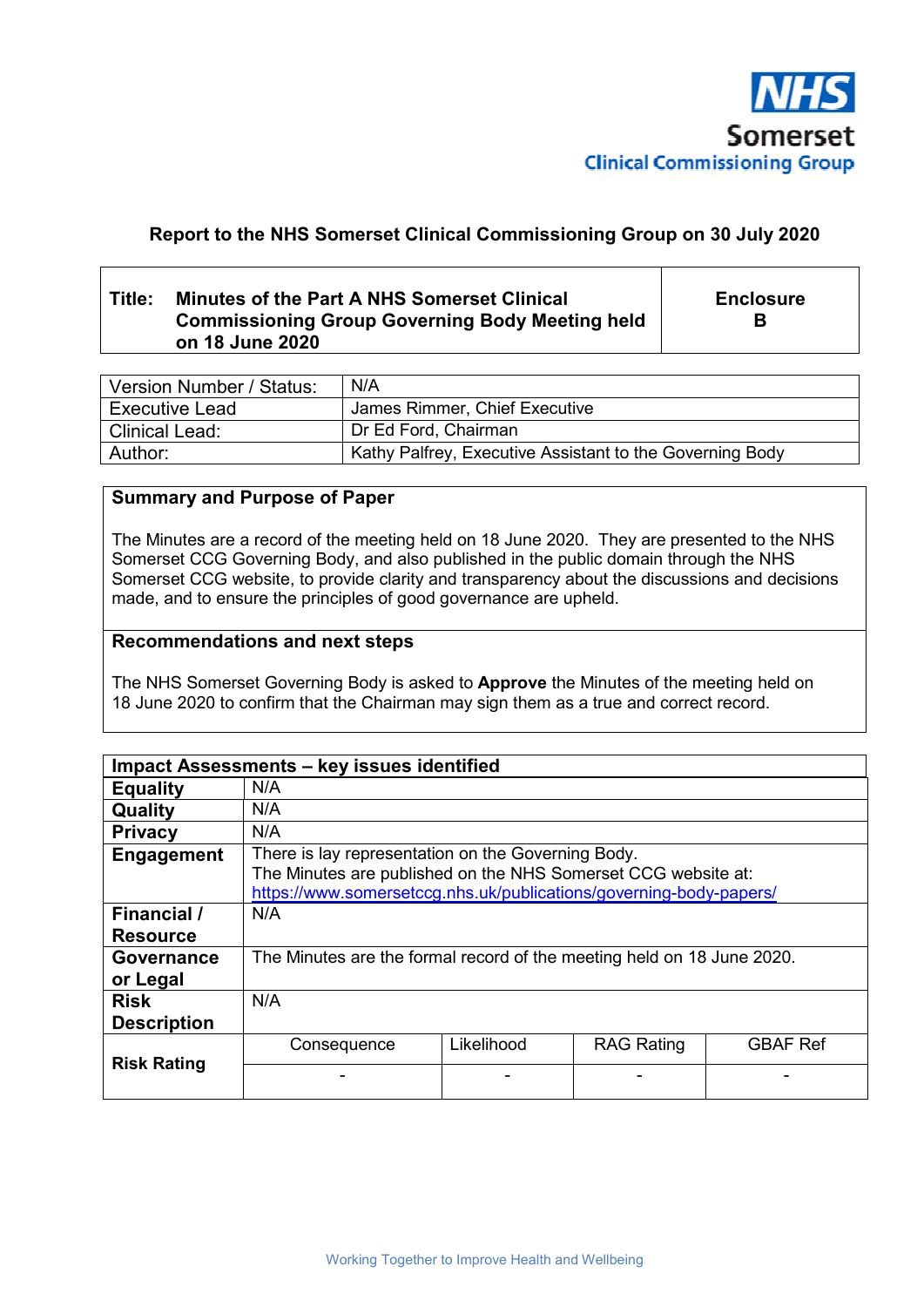NHS Somerset Clinical Commissioning Group

**Report to the NHS Somerset Clinical Commissioning Group on 30 July 2020**

| **Title: Minutes of the Part A NHS Somerset Clinical Commissioning Group Governing Body Meeting held on 18 June 2020** | **Enclosure B** |
|---|---|

| Version Number / Status: | N/A |
|---|---|
| Executive Lead | James Rimmer, Chief Executive |
| Clinical Lead: | Dr Ed Ford, Chairman |
| Author: | Kathy Palfrey, Executive Assistant to the Governing Body |

**Summary and Purpose of Paper**

The Minutes are a record of the meeting held on 18 June 2020. They are presented to the NHS Somerset CCG Governing Body, and also published in the public domain through the NHS Somerset CCG website, to provide clarity and transparency about the discussions and decisions made, and to ensure the principles of good governance are upheld.

**Recommendations and next steps**

The NHS Somerset Governing Body is asked to **Approve** the Minutes of the meeting held on 18 June 2020 to confirm that the Chairman may sign them as a true and correct record.

| **Impact Assessments – key issues identified** | | | | |
|---|---|---|---|---|
| **Equality** | N/A | | | |
| **Quality** | N/A | | | |
| **Privacy** | N/A | | | |
| **Engagement** | There is lay representation on the Governing Body. The Minutes are published on the NHS Somerset CCG website at: https://www.somersetccg.nhs.uk/publications/governing-body-papers/ | | | |
| **Financial / Resource** | N/A | | | |
| **Governance or Legal** | The Minutes are the formal record of the meeting held on 18 June 2020. | | | |
| **Risk Description** | N/A | | | |
| **Risk Rating** | Consequence | Likelihood | RAG Rating | GBAF Ref |
| | - | - | - | - |

Working Together to Improve Health and Wellbeing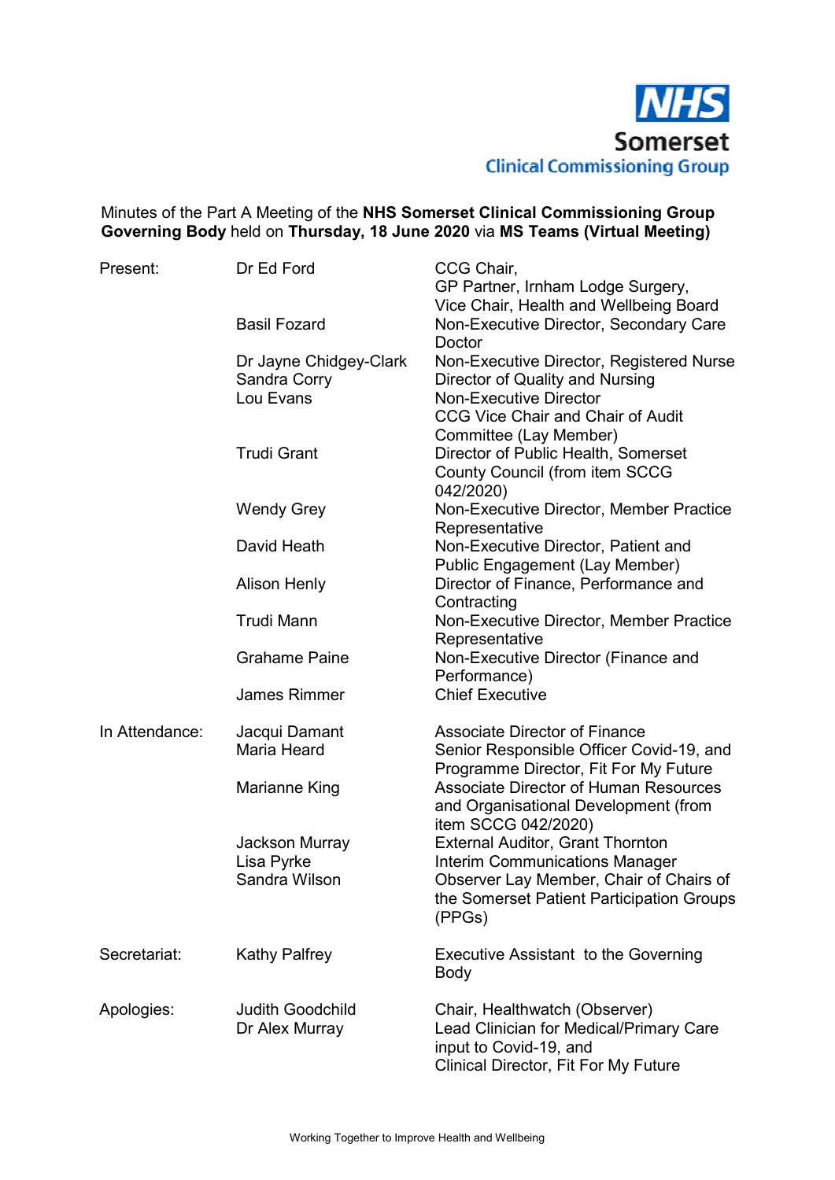**NHS Somerset**
**Clinical Commissioning Group**

Minutes of the Part A Meeting of the **NHS Somerset Clinical Commissioning Group Governing Body** held on **Thursday, 18 June 2020** via **MS Teams (Virtual Meeting)**

| | | |
|---|---|---|
| Present: | Dr Ed Ford | CCG Chair, GP Partner, Irnham Lodge Surgery, Vice Chair, Health and Wellbeing Board |
| | Basil Fozard | Non-Executive Director, Secondary Care Doctor |
| | Dr Jayne Chidgey-Clark | Non-Executive Director, Registered Nurse |
| | Sandra Corry | Director of Quality and Nursing |
| | Lou Evans | Non-Executive Director CCG Vice Chair and Chair of Audit Committee (Lay Member) |
| | Trudi Grant | Director of Public Health, Somerset County Council (from item SCCG 042/2020) |
| | Wendy Grey | Non-Executive Director, Member Practice Representative |
| | David Heath | Non-Executive Director, Patient and Public Engagement (Lay Member) |
| | Alison Henly | Director of Finance, Performance and Contracting |
| | Trudi Mann | Non-Executive Director, Member Practice Representative |
| | Grahame Paine | Non-Executive Director (Finance and Performance) |
| | James Rimmer | Chief Executive |
| In Attendance: | Jacqui Damant | Associate Director of Finance |
| | Maria Heard | Senior Responsible Officer Covid-19, and Programme Director, Fit For My Future |
| | Marianne King | Associate Director of Human Resources and Organisational Development (from item SCCG 042/2020) |
| | Jackson Murray | External Auditor, Grant Thornton |
| | Lisa Pyrke | Interim Communications Manager |
| | Sandra Wilson | Observer Lay Member, Chair of Chairs of the Somerset Patient Participation Groups (PPGs) |
| Secretariat: | Kathy Palfrey | Executive Assistant to the Governing Body |
| Apologies: | Judith Goodchild | Chair, Healthwatch (Observer) |
| | Dr Alex Murray | Lead Clinician for Medical/Primary Care input to Covid-19, and Clinical Director, Fit For My Future |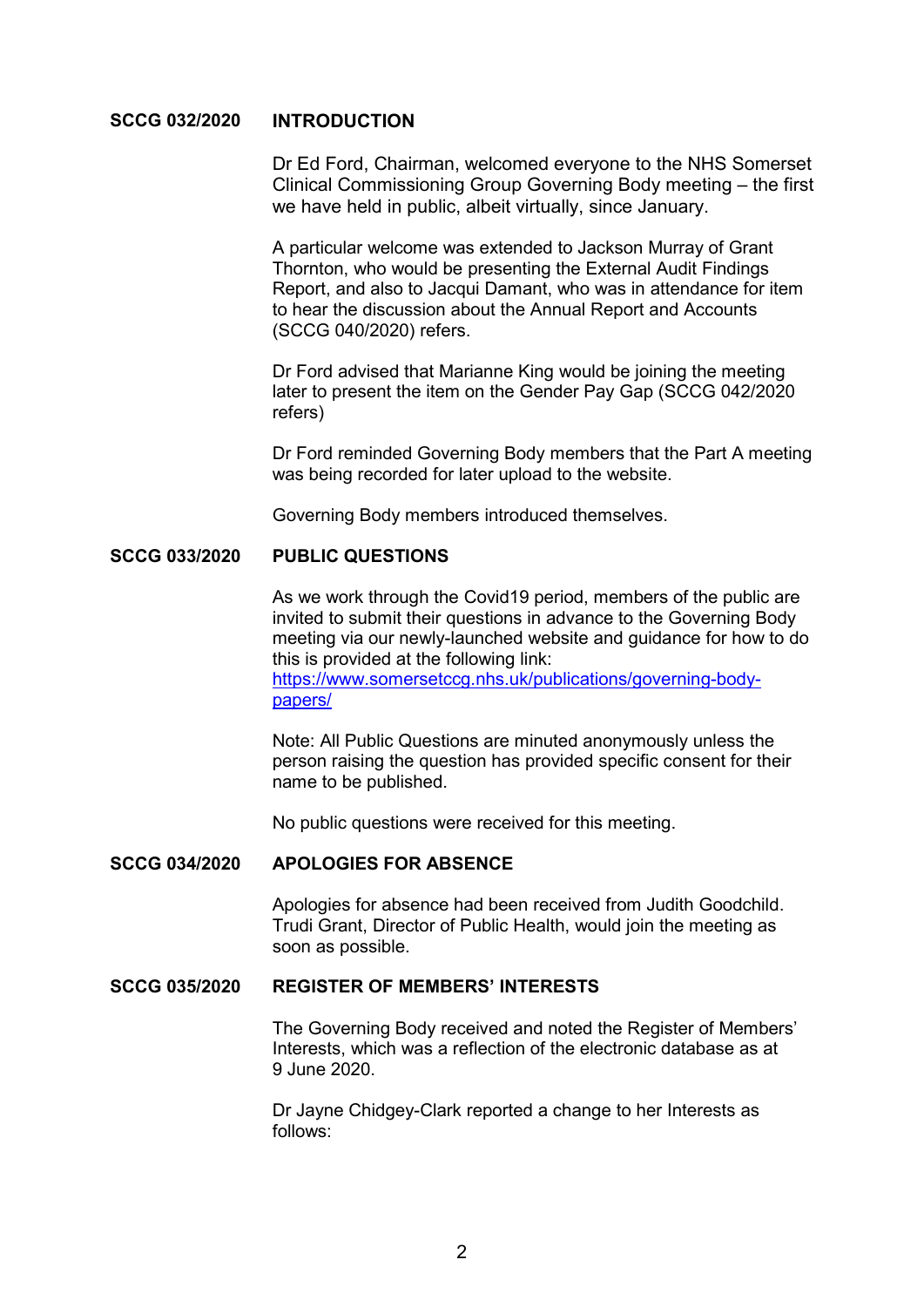**SCCG 032/2020 INTRODUCTION**

Dr Ed Ford, Chairman, welcomed everyone to the NHS Somerset Clinical Commissioning Group Governing Body meeting – the first we have held in public, albeit virtually, since January.

A particular welcome was extended to Jackson Murray of Grant Thornton, who would be presenting the External Audit Findings Report, and also to Jacqui Damant, who was in attendance for item to hear the discussion about the Annual Report and Accounts (SCCG 040/2020) refers.

Dr Ford advised that Marianne King would be joining the meeting later to present the item on the Gender Pay Gap (SCCG 042/2020 refers)

Dr Ford reminded Governing Body members that the Part A meeting was being recorded for later upload to the website.

Governing Body members introduced themselves.

**SCCG 033/2020 PUBLIC QUESTIONS**

As we work through the Covid19 period, members of the public are invited to submit their questions in advance to the Governing Body meeting via our newly-launched website and guidance for how to do this is provided at the following link: https://www.somersetccg.nhs.uk/publications/governing-body-papers/

Note: All Public Questions are minuted anonymously unless the person raising the question has provided specific consent for their name to be published.

No public questions were received for this meeting.

**SCCG 034/2020 APOLOGIES FOR ABSENCE**

Apologies for absence had been received from Judith Goodchild. Trudi Grant, Director of Public Health, would join the meeting as soon as possible.

**SCCG 035/2020 REGISTER OF MEMBERS' INTERESTS**

The Governing Body received and noted the Register of Members' Interests, which was a reflection of the electronic database as at 9 June 2020.

Dr Jayne Chidgey-Clark reported a change to her Interests as follows: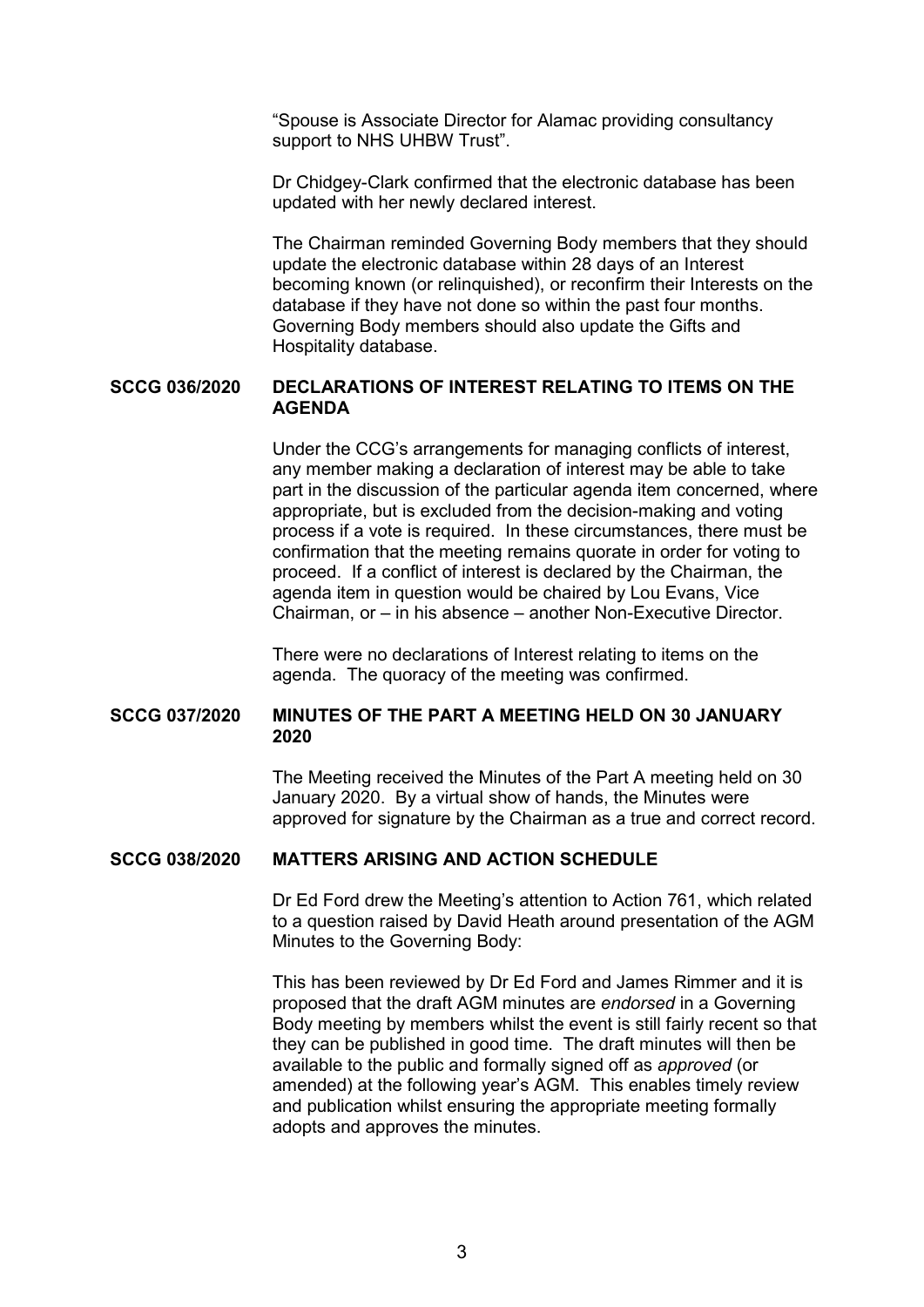"Spouse is Associate Director for Alamac providing consultancy support to NHS UHBW Trust".

Dr Chidgey-Clark confirmed that the electronic database has been updated with her newly declared interest.

The Chairman reminded Governing Body members that they should update the electronic database within 28 days of an Interest becoming known (or relinquished), or reconfirm their Interests on the database if they have not done so within the past four months. Governing Body members should also update the Gifts and Hospitality database.

**SCCG 036/2020 DECLARATIONS OF INTEREST RELATING TO ITEMS ON THE AGENDA**

Under the CCG's arrangements for managing conflicts of interest, any member making a declaration of interest may be able to take part in the discussion of the particular agenda item concerned, where appropriate, but is excluded from the decision-making and voting process if a vote is required. In these circumstances, there must be confirmation that the meeting remains quorate in order for voting to proceed. If a conflict of interest is declared by the Chairman, the agenda item in question would be chaired by Lou Evans, Vice Chairman, or – in his absence – another Non-Executive Director.

There were no declarations of Interest relating to items on the agenda. The quoracy of the meeting was confirmed.

**SCCG 037/2020 MINUTES OF THE PART A MEETING HELD ON 30 JANUARY 2020**

The Meeting received the Minutes of the Part A meeting held on 30 January 2020. By a virtual show of hands, the Minutes were approved for signature by the Chairman as a true and correct record.

**SCCG 038/2020 MATTERS ARISING AND ACTION SCHEDULE**

Dr Ed Ford drew the Meeting's attention to Action 761, which related to a question raised by David Heath around presentation of the AGM Minutes to the Governing Body:

This has been reviewed by Dr Ed Ford and James Rimmer and it is proposed that the draft AGM minutes are *endorsed* in a Governing Body meeting by members whilst the event is still fairly recent so that they can be published in good time. The draft minutes will then be available to the public and formally signed off as *approved* (or amended) at the following year's AGM. This enables timely review and publication whilst ensuring the appropriate meeting formally adopts and approves the minutes.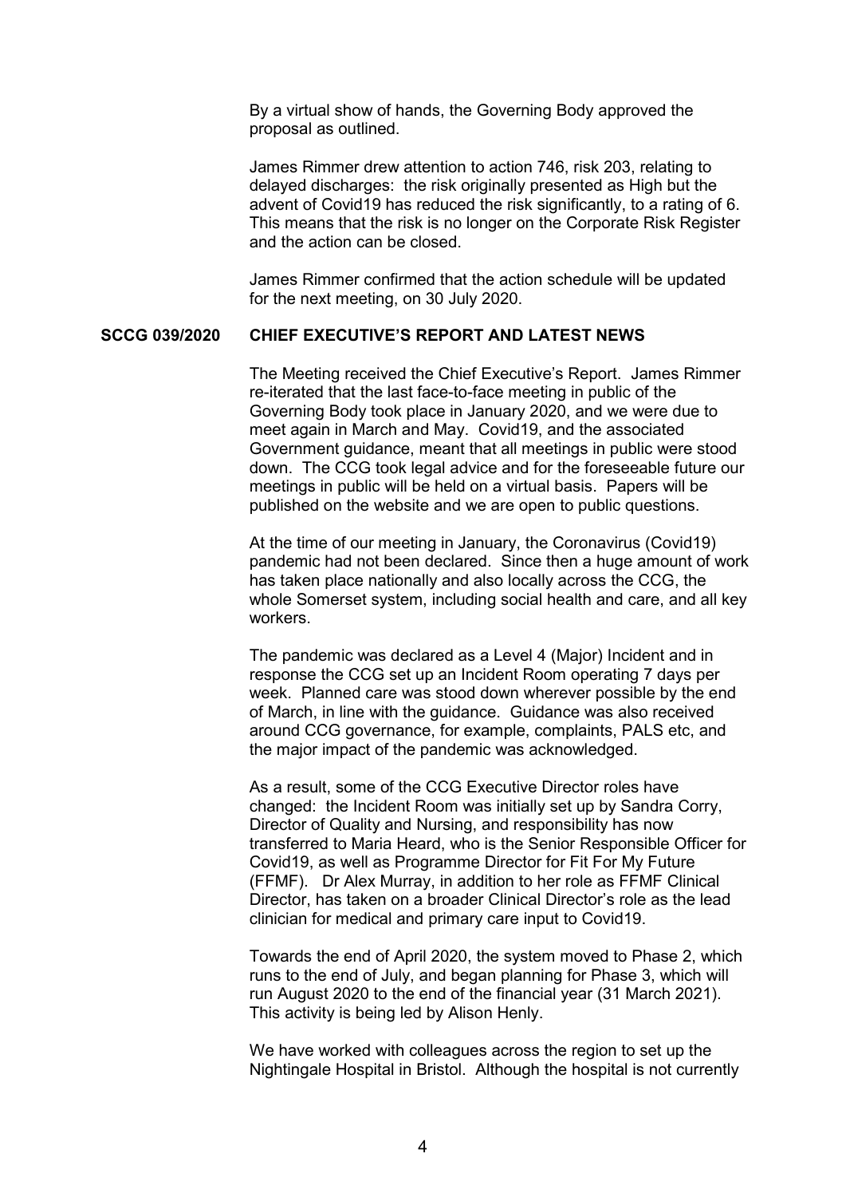By a virtual show of hands, the Governing Body approved the proposal as outlined.

James Rimmer drew attention to action 746, risk 203, relating to delayed discharges: the risk originally presented as High but the advent of Covid19 has reduced the risk significantly, to a rating of 6. This means that the risk is no longer on the Corporate Risk Register and the action can be closed.

James Rimmer confirmed that the action schedule will be updated for the next meeting, on 30 July 2020.

**SCCG 039/2020 CHIEF EXECUTIVE'S REPORT AND LATEST NEWS**

The Meeting received the Chief Executive's Report. James Rimmer re-iterated that the last face-to-face meeting in public of the Governing Body took place in January 2020, and we were due to meet again in March and May. Covid19, and the associated Government guidance, meant that all meetings in public were stood down. The CCG took legal advice and for the foreseeable future our meetings in public will be held on a virtual basis. Papers will be published on the website and we are open to public questions.

At the time of our meeting in January, the Coronavirus (Covid19) pandemic had not been declared. Since then a huge amount of work has taken place nationally and also locally across the CCG, the whole Somerset system, including social health and care, and all key workers.

The pandemic was declared as a Level 4 (Major) Incident and in response the CCG set up an Incident Room operating 7 days per week. Planned care was stood down wherever possible by the end of March, in line with the guidance. Guidance was also received around CCG governance, for example, complaints, PALS etc, and the major impact of the pandemic was acknowledged.

As a result, some of the CCG Executive Director roles have changed: the Incident Room was initially set up by Sandra Corry, Director of Quality and Nursing, and responsibility has now transferred to Maria Heard, who is the Senior Responsible Officer for Covid19, as well as Programme Director for Fit For My Future (FFMF). Dr Alex Murray, in addition to her role as FFMF Clinical Director, has taken on a broader Clinical Director's role as the lead clinician for medical and primary care input to Covid19.

Towards the end of April 2020, the system moved to Phase 2, which runs to the end of July, and began planning for Phase 3, which will run August 2020 to the end of the financial year (31 March 2021). This activity is being led by Alison Henly.

We have worked with colleagues across the region to set up the Nightingale Hospital in Bristol. Although the hospital is not currently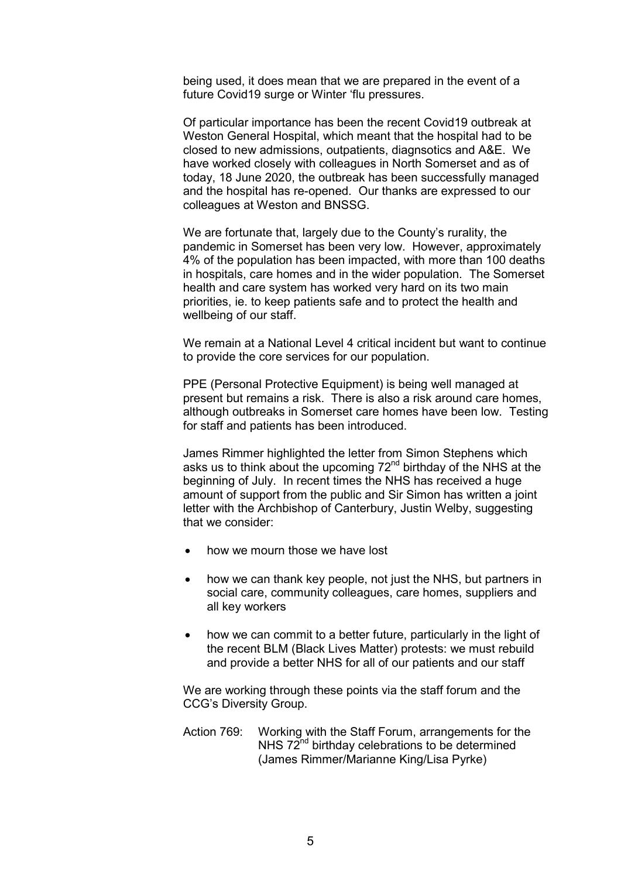being used, it does mean that we are prepared in the event of a future Covid19 surge or Winter 'flu pressures.

Of particular importance has been the recent Covid19 outbreak at Weston General Hospital, which meant that the hospital had to be closed to new admissions, outpatients, diagnsotics and A&E. We have worked closely with colleagues in North Somerset and as of today, 18 June 2020, the outbreak has been successfully managed and the hospital has re-opened. Our thanks are expressed to our colleagues at Weston and BNSSG.

We are fortunate that, largely due to the County's rurality, the pandemic in Somerset has been very low. However, approximately 4% of the population has been impacted, with more than 100 deaths in hospitals, care homes and in the wider population. The Somerset health and care system has worked very hard on its two main priorities, ie. to keep patients safe and to protect the health and wellbeing of our staff.

We remain at a National Level 4 critical incident but want to continue to provide the core services for our population.

PPE (Personal Protective Equipment) is being well managed at present but remains a risk. There is also a risk around care homes, although outbreaks in Somerset care homes have been low. Testing for staff and patients has been introduced.

James Rimmer highlighted the letter from Simon Stephens which asks us to think about the upcoming 72nd birthday of the NHS at the beginning of July. In recent times the NHS has received a huge amount of support from the public and Sir Simon has written a joint letter with the Archbishop of Canterbury, Justin Welby, suggesting that we consider:

- how we mourn those we have lost
- how we can thank key people, not just the NHS, but partners in social care, community colleagues, care homes, suppliers and all key workers
- how we can commit to a better future, particularly in the light of the recent BLM (Black Lives Matter) protests: we must rebuild and provide a better NHS for all of our patients and our staff

We are working through these points via the staff forum and the CCG's Diversity Group.

Action 769: Working with the Staff Forum, arrangements for the NHS 72nd birthday celebrations to be determined (James Rimmer/Marianne King/Lisa Pyrke)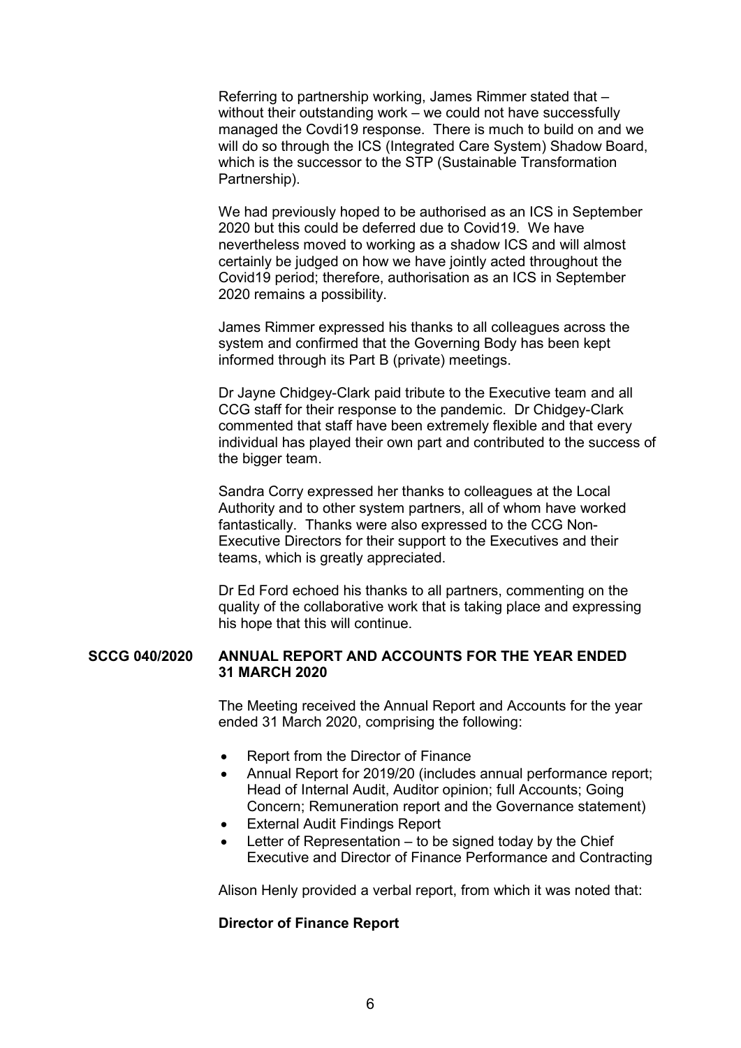Referring to partnership working, James Rimmer stated that – without their outstanding work – we could not have successfully managed the Covdi19 response. There is much to build on and we will do so through the ICS (Integrated Care System) Shadow Board, which is the successor to the STP (Sustainable Transformation Partnership).

We had previously hoped to be authorised as an ICS in September 2020 but this could be deferred due to Covid19. We have nevertheless moved to working as a shadow ICS and will almost certainly be judged on how we have jointly acted throughout the Covid19 period; therefore, authorisation as an ICS in September 2020 remains a possibility.

James Rimmer expressed his thanks to all colleagues across the system and confirmed that the Governing Body has been kept informed through its Part B (private) meetings.

Dr Jayne Chidgey-Clark paid tribute to the Executive team and all CCG staff for their response to the pandemic. Dr Chidgey-Clark commented that staff have been extremely flexible and that every individual has played their own part and contributed to the success of the bigger team.

Sandra Corry expressed her thanks to colleagues at the Local Authority and to other system partners, all of whom have worked fantastically. Thanks were also expressed to the CCG Non-Executive Directors for their support to the Executives and their teams, which is greatly appreciated.

Dr Ed Ford echoed his thanks to all partners, commenting on the quality of the collaborative work that is taking place and expressing his hope that this will continue.

**SCCG 040/2020 ANNUAL REPORT AND ACCOUNTS FOR THE YEAR ENDED 31 MARCH 2020**

The Meeting received the Annual Report and Accounts for the year ended 31 March 2020, comprising the following:

- Report from the Director of Finance
- Annual Report for 2019/20 (includes annual performance report; Head of Internal Audit, Auditor opinion; full Accounts; Going Concern; Remuneration report and the Governance statement)
- External Audit Findings Report
- Letter of Representation – to be signed today by the Chief Executive and Director of Finance Performance and Contracting

Alison Henly provided a verbal report, from which it was noted that:

**Director of Finance Report**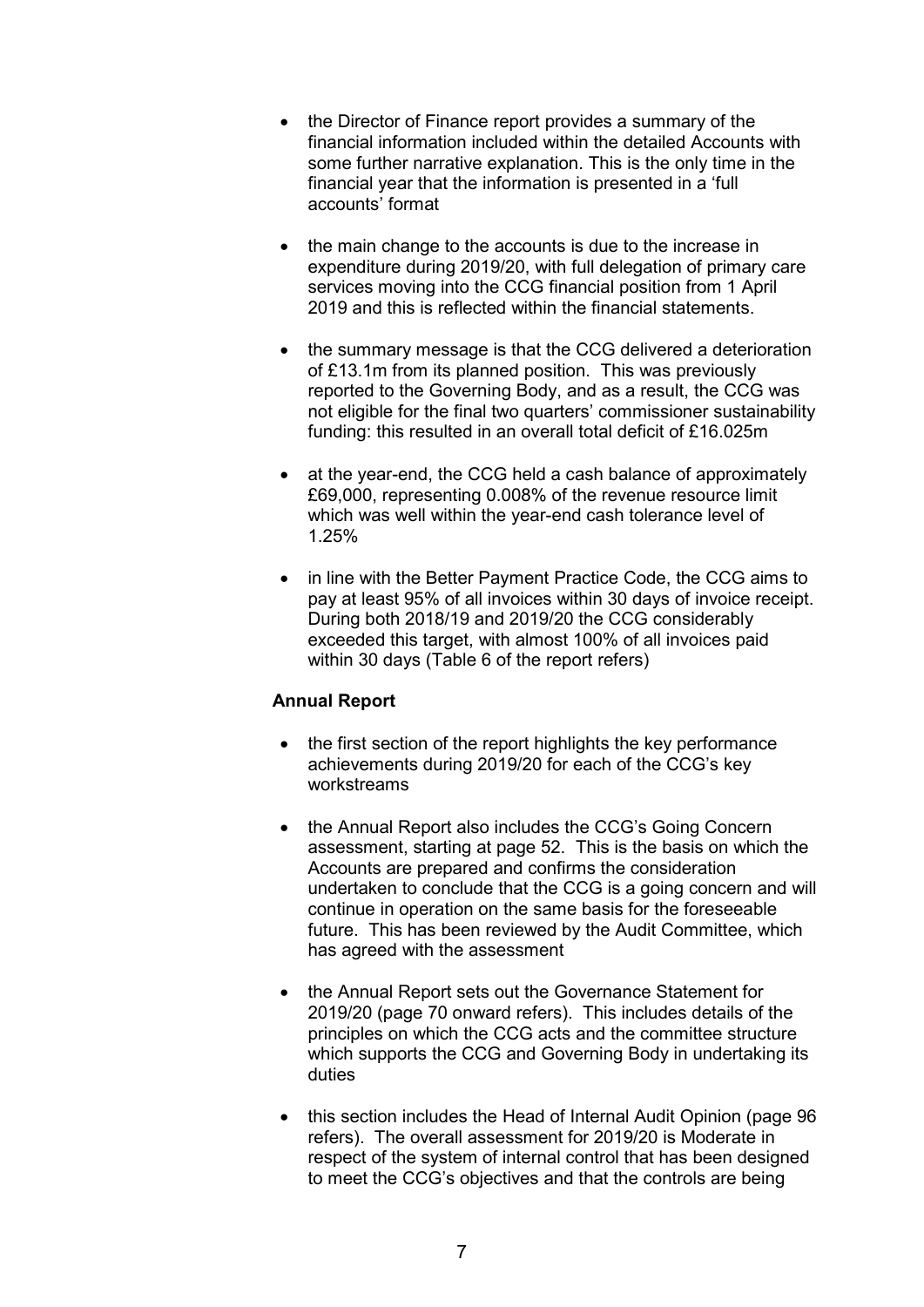- the Director of Finance report provides a summary of the financial information included within the detailed Accounts with some further narrative explanation. This is the only time in the financial year that the information is presented in a 'full accounts' format

- the main change to the accounts is due to the increase in expenditure during 2019/20, with full delegation of primary care services moving into the CCG financial position from 1 April 2019 and this is reflected within the financial statements.

- the summary message is that the CCG delivered a deterioration of £13.1m from its planned position. This was previously reported to the Governing Body, and as a result, the CCG was not eligible for the final two quarters' commissioner sustainability funding: this resulted in an overall total deficit of £16.025m

- at the year-end, the CCG held a cash balance of approximately £69,000, representing 0.008% of the revenue resource limit which was well within the year-end cash tolerance level of 1.25%

- in line with the Better Payment Practice Code, the CCG aims to pay at least 95% of all invoices within 30 days of invoice receipt. During both 2018/19 and 2019/20 the CCG considerably exceeded this target, with almost 100% of all invoices paid within 30 days (Table 6 of the report refers)

**Annual Report**

- the first section of the report highlights the key performance achievements during 2019/20 for each of the CCG's key workstreams

- the Annual Report also includes the CCG's Going Concern assessment, starting at page 52. This is the basis on which the Accounts are prepared and confirms the consideration undertaken to conclude that the CCG is a going concern and will continue in operation on the same basis for the foreseeable future. This has been reviewed by the Audit Committee, which has agreed with the assessment

- the Annual Report sets out the Governance Statement for 2019/20 (page 70 onward refers). This includes details of the principles on which the CCG acts and the committee structure which supports the CCG and Governing Body in undertaking its duties

- this section includes the Head of Internal Audit Opinion (page 96 refers). The overall assessment for 2019/20 is Moderate in respect of the system of internal control that has been designed to meet the CCG's objectives and that the controls are being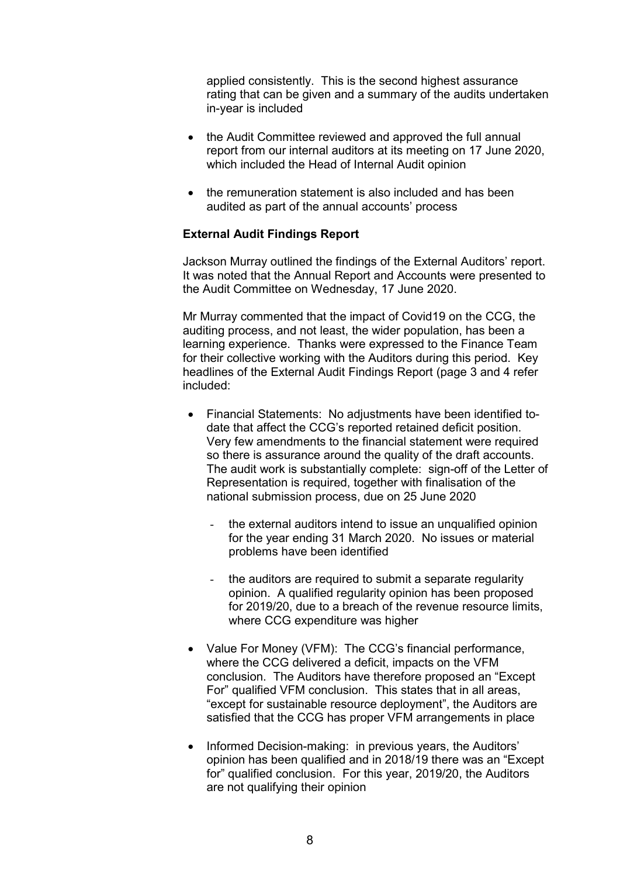applied consistently. This is the second highest assurance rating that can be given and a summary of the audits undertaken in-year is included

- the Audit Committee reviewed and approved the full annual report from our internal auditors at its meeting on 17 June 2020, which included the Head of Internal Audit opinion
- the remuneration statement is also included and has been audited as part of the annual accounts' process

**External Audit Findings Report**

Jackson Murray outlined the findings of the External Auditors' report. It was noted that the Annual Report and Accounts were presented to the Audit Committee on Wednesday, 17 June 2020.

Mr Murray commented that the impact of Covid19 on the CCG, the auditing process, and not least, the wider population, has been a learning experience. Thanks were expressed to the Finance Team for their collective working with the Auditors during this period. Key headlines of the External Audit Findings Report (page 3 and 4 refer included:

- Financial Statements: No adjustments have been identified to-date that affect the CCG's reported retained deficit position. Very few amendments to the financial statement were required so there is assurance around the quality of the draft accounts. The audit work is substantially complete: sign-off of the Letter of Representation is required, together with finalisation of the national submission process, due on 25 June 2020
  - the external auditors intend to issue an unqualified opinion for the year ending 31 March 2020. No issues or material problems have been identified
  - the auditors are required to submit a separate regularity opinion. A qualified regularity opinion has been proposed for 2019/20, due to a breach of the revenue resource limits, where CCG expenditure was higher
- Value For Money (VFM): The CCG's financial performance, where the CCG delivered a deficit, impacts on the VFM conclusion. The Auditors have therefore proposed an "Except For" qualified VFM conclusion. This states that in all areas, "except for sustainable resource deployment", the Auditors are satisfied that the CCG has proper VFM arrangements in place
- Informed Decision-making: in previous years, the Auditors' opinion has been qualified and in 2018/19 there was an "Except for" qualified conclusion. For this year, 2019/20, the Auditors are not qualifying their opinion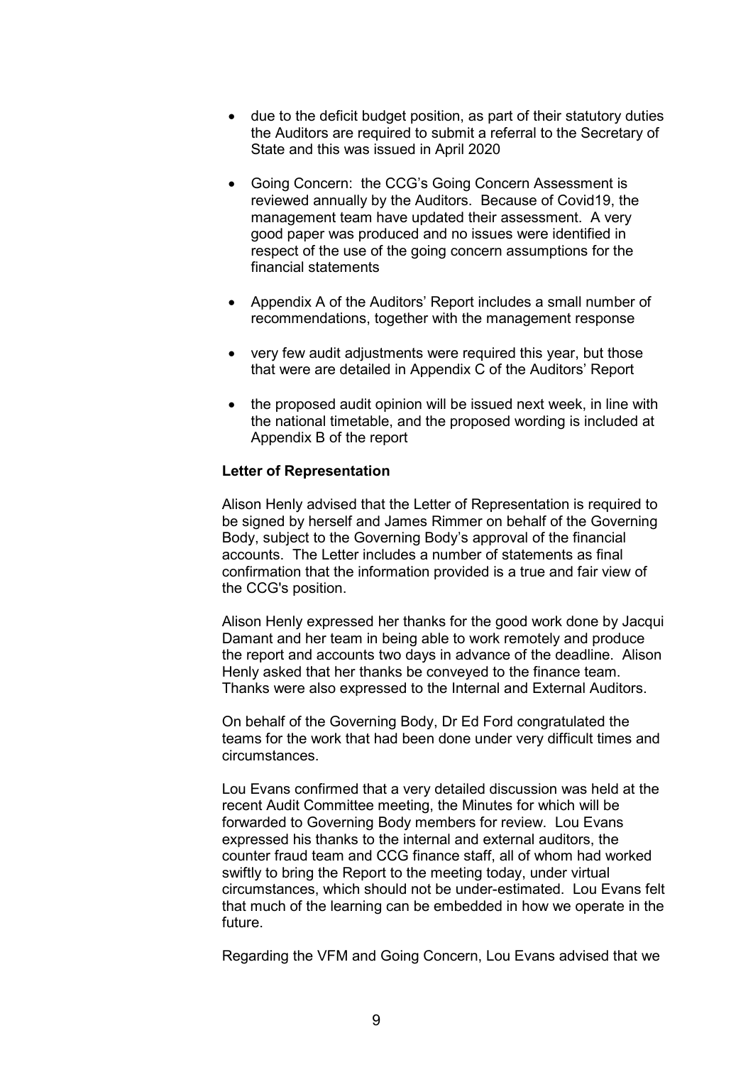- due to the deficit budget position, as part of their statutory duties the Auditors are required to submit a referral to the Secretary of State and this was issued in April 2020

- Going Concern: the CCG's Going Concern Assessment is reviewed annually by the Auditors. Because of Covid19, the management team have updated their assessment. A very good paper was produced and no issues were identified in respect of the use of the going concern assumptions for the financial statements

- Appendix A of the Auditors' Report includes a small number of recommendations, together with the management response

- very few audit adjustments were required this year, but those that were are detailed in Appendix C of the Auditors' Report

- the proposed audit opinion will be issued next week, in line with the national timetable, and the proposed wording is included at Appendix B of the report

**Letter of Representation**

Alison Henly advised that the Letter of Representation is required to be signed by herself and James Rimmer on behalf of the Governing Body, subject to the Governing Body's approval of the financial accounts. The Letter includes a number of statements as final confirmation that the information provided is a true and fair view of the CCG's position.

Alison Henly expressed her thanks for the good work done by Jacqui Damant and her team in being able to work remotely and produce the report and accounts two days in advance of the deadline. Alison Henly asked that her thanks be conveyed to the finance team. Thanks were also expressed to the Internal and External Auditors.

On behalf of the Governing Body, Dr Ed Ford congratulated the teams for the work that had been done under very difficult times and circumstances.

Lou Evans confirmed that a very detailed discussion was held at the recent Audit Committee meeting, the Minutes for which will be forwarded to Governing Body members for review. Lou Evans expressed his thanks to the internal and external auditors, the counter fraud team and CCG finance staff, all of whom had worked swiftly to bring the Report to the meeting today, under virtual circumstances, which should not be under-estimated. Lou Evans felt that much of the learning can be embedded in how we operate in the future.

Regarding the VFM and Going Concern, Lou Evans advised that we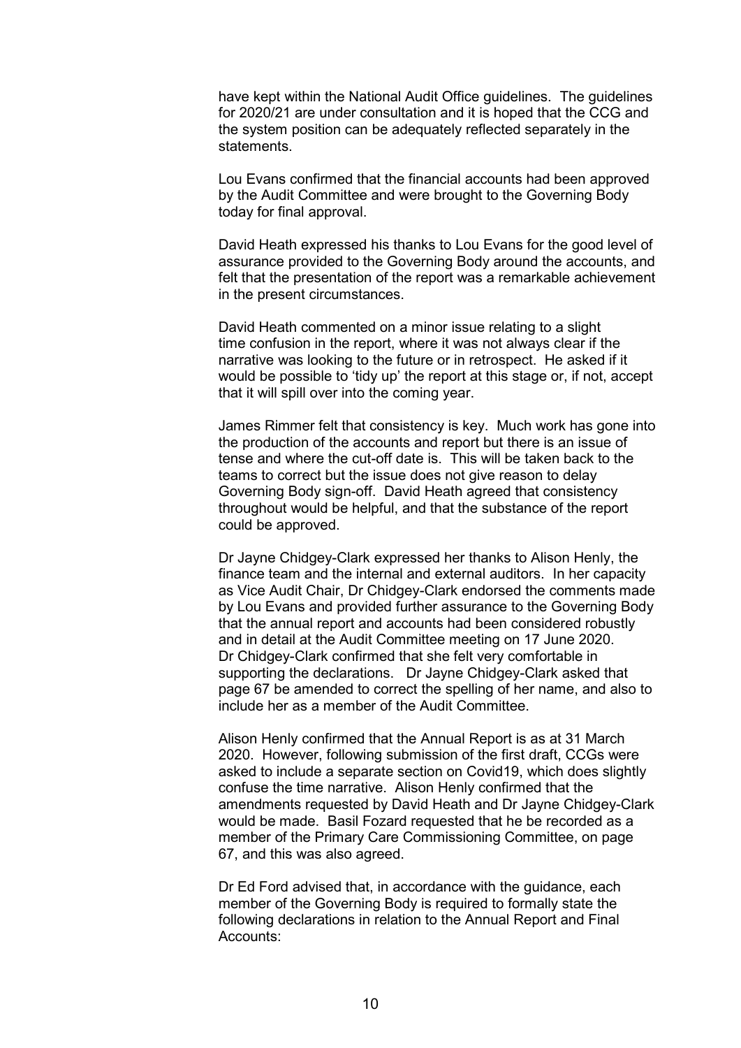have kept within the National Audit Office guidelines. The guidelines for 2020/21 are under consultation and it is hoped that the CCG and the system position can be adequately reflected separately in the statements.

Lou Evans confirmed that the financial accounts had been approved by the Audit Committee and were brought to the Governing Body today for final approval.

David Heath expressed his thanks to Lou Evans for the good level of assurance provided to the Governing Body around the accounts, and felt that the presentation of the report was a remarkable achievement in the present circumstances.

David Heath commented on a minor issue relating to a slight time confusion in the report, where it was not always clear if the narrative was looking to the future or in retrospect. He asked if it would be possible to 'tidy up' the report at this stage or, if not, accept that it will spill over into the coming year.

James Rimmer felt that consistency is key. Much work has gone into the production of the accounts and report but there is an issue of tense and where the cut-off date is. This will be taken back to the teams to correct but the issue does not give reason to delay Governing Body sign-off. David Heath agreed that consistency throughout would be helpful, and that the substance of the report could be approved.

Dr Jayne Chidgey-Clark expressed her thanks to Alison Henly, the finance team and the internal and external auditors. In her capacity as Vice Audit Chair, Dr Chidgey-Clark endorsed the comments made by Lou Evans and provided further assurance to the Governing Body that the annual report and accounts had been considered robustly and in detail at the Audit Committee meeting on 17 June 2020. Dr Chidgey-Clark confirmed that she felt very comfortable in supporting the declarations. Dr Jayne Chidgey-Clark asked that page 67 be amended to correct the spelling of her name, and also to include her as a member of the Audit Committee.

Alison Henly confirmed that the Annual Report is as at 31 March 2020. However, following submission of the first draft, CCGs were asked to include a separate section on Covid19, which does slightly confuse the time narrative. Alison Henly confirmed that the amendments requested by David Heath and Dr Jayne Chidgey-Clark would be made. Basil Fozard requested that he be recorded as a member of the Primary Care Commissioning Committee, on page 67, and this was also agreed.

Dr Ed Ford advised that, in accordance with the guidance, each member of the Governing Body is required to formally state the following declarations in relation to the Annual Report and Final Accounts: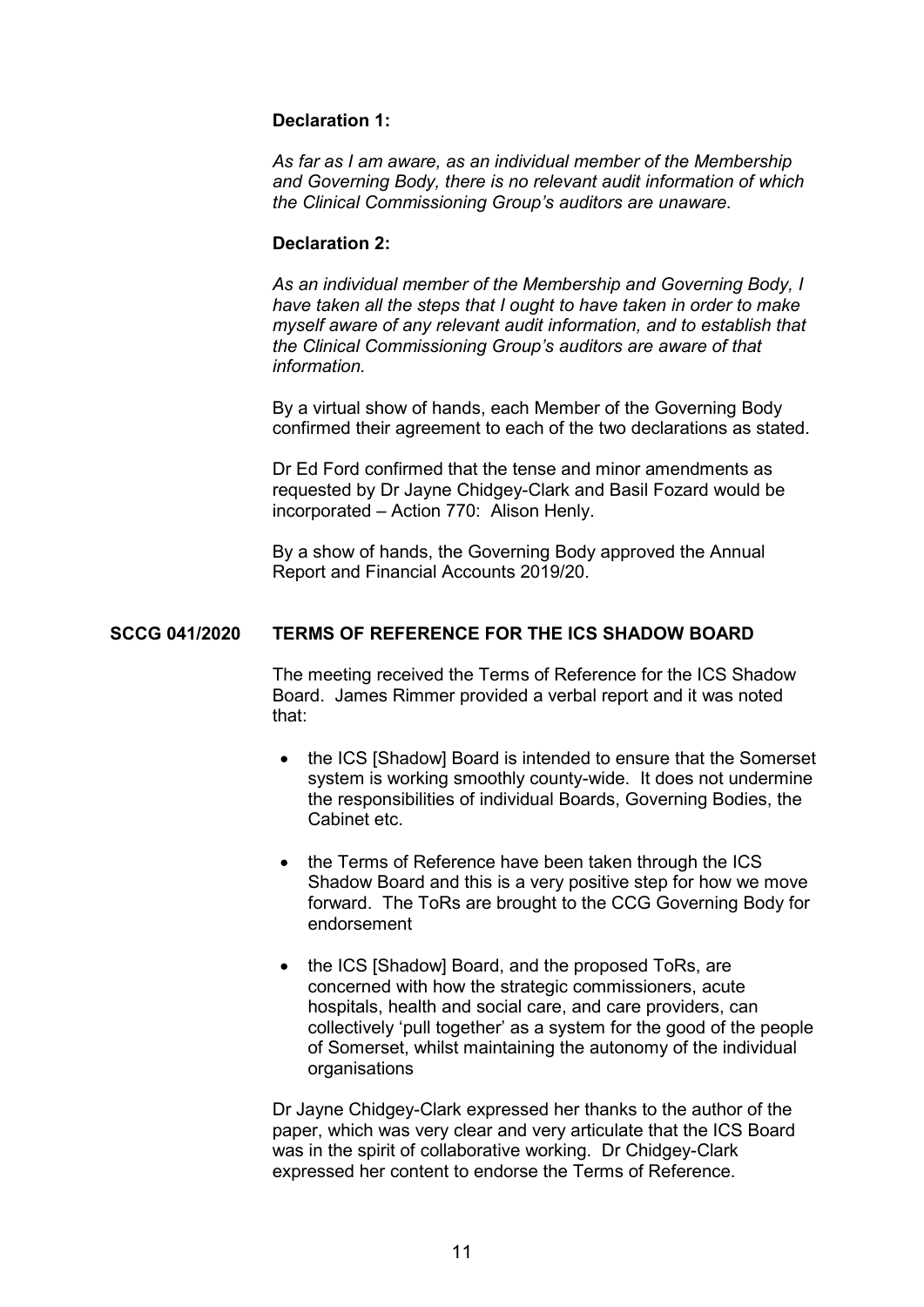**Declaration 1:**

*As far as I am aware, as an individual member of the Membership and Governing Body, there is no relevant audit information of which the Clinical Commissioning Group's auditors are unaware.*

**Declaration 2:**

*As an individual member of the Membership and Governing Body, I have taken all the steps that I ought to have taken in order to make myself aware of any relevant audit information, and to establish that the Clinical Commissioning Group's auditors are aware of that information.*

By a virtual show of hands, each Member of the Governing Body confirmed their agreement to each of the two declarations as stated.

Dr Ed Ford confirmed that the tense and minor amendments as requested by Dr Jayne Chidgey-Clark and Basil Fozard would be incorporated – Action 770: Alison Henly.

By a show of hands, the Governing Body approved the Annual Report and Financial Accounts 2019/20.

## SCCG 041/2020 TERMS OF REFERENCE FOR THE ICS SHADOW BOARD

The meeting received the Terms of Reference for the ICS Shadow Board. James Rimmer provided a verbal report and it was noted that:

- the ICS [Shadow] Board is intended to ensure that the Somerset system is working smoothly county-wide. It does not undermine the responsibilities of individual Boards, Governing Bodies, the Cabinet etc.
- the Terms of Reference have been taken through the ICS Shadow Board and this is a very positive step for how we move forward. The ToRs are brought to the CCG Governing Body for endorsement
- the ICS [Shadow] Board, and the proposed ToRs, are concerned with how the strategic commissioners, acute hospitals, health and social care, and care providers, can collectively 'pull together' as a system for the good of the people of Somerset, whilst maintaining the autonomy of the individual organisations

Dr Jayne Chidgey-Clark expressed her thanks to the author of the paper, which was very clear and very articulate that the ICS Board was in the spirit of collaborative working. Dr Chidgey-Clark expressed her content to endorse the Terms of Reference.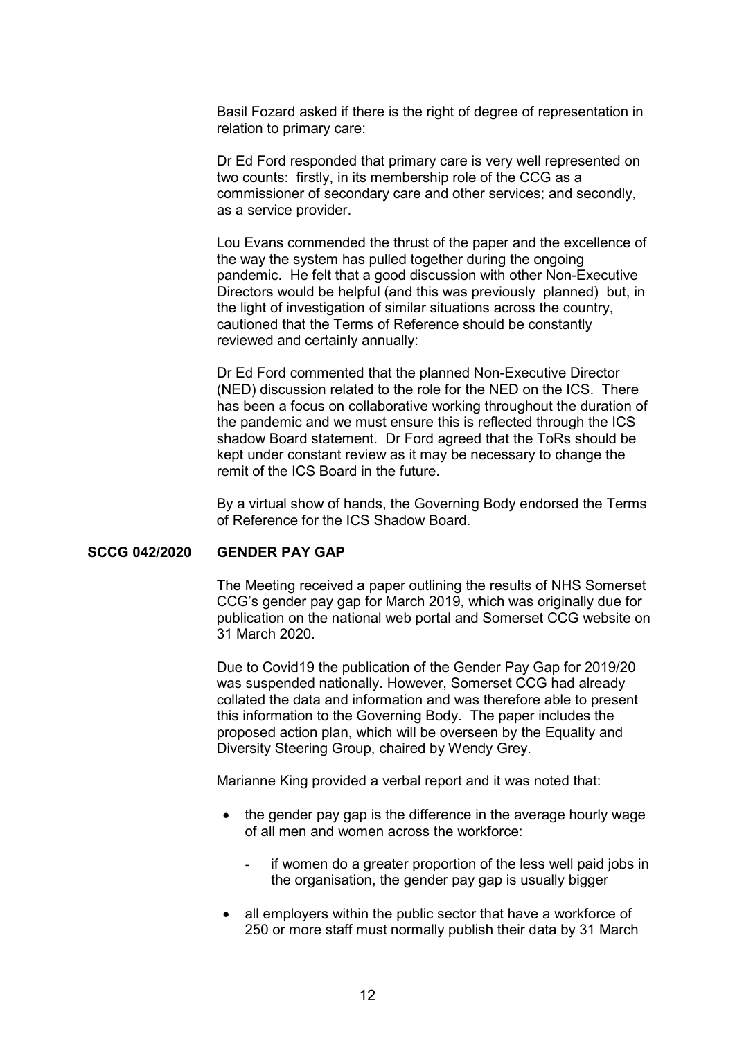Basil Fozard asked if there is the right of degree of representation in relation to primary care:

Dr Ed Ford responded that primary care is very well represented on two counts: firstly, in its membership role of the CCG as a commissioner of secondary care and other services; and secondly, as a service provider.

Lou Evans commended the thrust of the paper and the excellence of the way the system has pulled together during the ongoing pandemic. He felt that a good discussion with other Non-Executive Directors would be helpful (and this was previously planned) but, in the light of investigation of similar situations across the country, cautioned that the Terms of Reference should be constantly reviewed and certainly annually:

Dr Ed Ford commented that the planned Non-Executive Director (NED) discussion related to the role for the NED on the ICS. There has been a focus on collaborative working throughout the duration of the pandemic and we must ensure this is reflected through the ICS shadow Board statement. Dr Ford agreed that the ToRs should be kept under constant review as it may be necessary to change the remit of the ICS Board in the future.

By a virtual show of hands, the Governing Body endorsed the Terms of Reference for the ICS Shadow Board.

**SCCG 042/2020 GENDER PAY GAP**

The Meeting received a paper outlining the results of NHS Somerset CCG's gender pay gap for March 2019, which was originally due for publication on the national web portal and Somerset CCG website on 31 March 2020.

Due to Covid19 the publication of the Gender Pay Gap for 2019/20 was suspended nationally. However, Somerset CCG had already collated the data and information and was therefore able to present this information to the Governing Body. The paper includes the proposed action plan, which will be overseen by the Equality and Diversity Steering Group, chaired by Wendy Grey.

Marianne King provided a verbal report and it was noted that:

- the gender pay gap is the difference in the average hourly wage of all men and women across the workforce:
  - if women do a greater proportion of the less well paid jobs in the organisation, the gender pay gap is usually bigger
- all employers within the public sector that have a workforce of 250 or more staff must normally publish their data by 31 March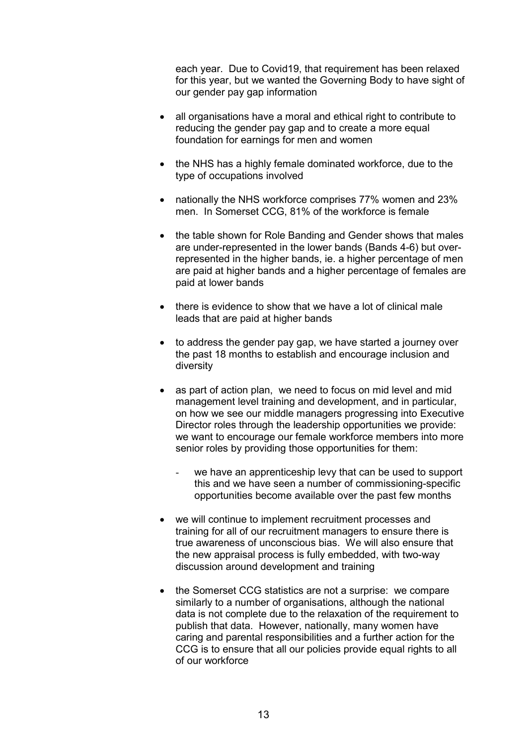each year. Due to Covid19, that requirement has been relaxed for this year, but we wanted the Governing Body to have sight of our gender pay gap information

- all organisations have a moral and ethical right to contribute to reducing the gender pay gap and to create a more equal foundation for earnings for men and women

- the NHS has a highly female dominated workforce, due to the type of occupations involved

- nationally the NHS workforce comprises 77% women and 23% men. In Somerset CCG, 81% of the workforce is female

- the table shown for Role Banding and Gender shows that males are under-represented in the lower bands (Bands 4-6) but over-represented in the higher bands, ie. a higher percentage of men are paid at higher bands and a higher percentage of females are paid at lower bands

- there is evidence to show that we have a lot of clinical male leads that are paid at higher bands

- to address the gender pay gap, we have started a journey over the past 18 months to establish and encourage inclusion and diversity

- as part of action plan, we need to focus on mid level and mid management level training and development, and in particular, on how we see our middle managers progressing into Executive Director roles through the leadership opportunities we provide: we want to encourage our female workforce members into more senior roles by providing those opportunities for them:

  - we have an apprenticeship levy that can be used to support this and we have seen a number of commissioning-specific opportunities become available over the past few months

- we will continue to implement recruitment processes and training for all of our recruitment managers to ensure there is true awareness of unconscious bias. We will also ensure that the new appraisal process is fully embedded, with two-way discussion around development and training

- the Somerset CCG statistics are not a surprise: we compare similarly to a number of organisations, although the national data is not complete due to the relaxation of the requirement to publish that data. However, nationally, many women have caring and parental responsibilities and a further action for the CCG is to ensure that all our policies provide equal rights to all of our workforce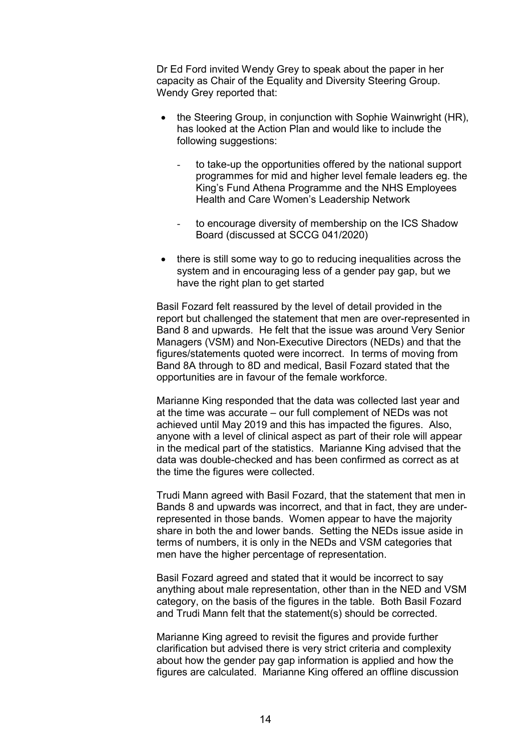Dr Ed Ford invited Wendy Grey to speak about the paper in her capacity as Chair of the Equality and Diversity Steering Group. Wendy Grey reported that:

- the Steering Group, in conjunction with Sophie Wainwright (HR), has looked at the Action Plan and would like to include the following suggestions:
  - to take-up the opportunities offered by the national support programmes for mid and higher level female leaders eg. the King's Fund Athena Programme and the NHS Employees Health and Care Women's Leadership Network
  - to encourage diversity of membership on the ICS Shadow Board (discussed at SCCG 041/2020)
- there is still some way to go to reducing inequalities across the system and in encouraging less of a gender pay gap, but we have the right plan to get started

Basil Fozard felt reassured by the level of detail provided in the report but challenged the statement that men are over-represented in Band 8 and upwards. He felt that the issue was around Very Senior Managers (VSM) and Non-Executive Directors (NEDs) and that the figures/statements quoted were incorrect. In terms of moving from Band 8A through to 8D and medical, Basil Fozard stated that the opportunities are in favour of the female workforce.

Marianne King responded that the data was collected last year and at the time was accurate – our full complement of NEDs was not achieved until May 2019 and this has impacted the figures. Also, anyone with a level of clinical aspect as part of their role will appear in the medical part of the statistics. Marianne King advised that the data was double-checked and has been confirmed as correct as at the time the figures were collected.

Trudi Mann agreed with Basil Fozard, that the statement that men in Bands 8 and upwards was incorrect, and that in fact, they are under-represented in those bands. Women appear to have the majority share in both the and lower bands. Setting the NEDs issue aside in terms of numbers, it is only in the NEDs and VSM categories that men have the higher percentage of representation.

Basil Fozard agreed and stated that it would be incorrect to say anything about male representation, other than in the NED and VSM category, on the basis of the figures in the table. Both Basil Fozard and Trudi Mann felt that the statement(s) should be corrected.

Marianne King agreed to revisit the figures and provide further clarification but advised there is very strict criteria and complexity about how the gender pay gap information is applied and how the figures are calculated. Marianne King offered an offline discussion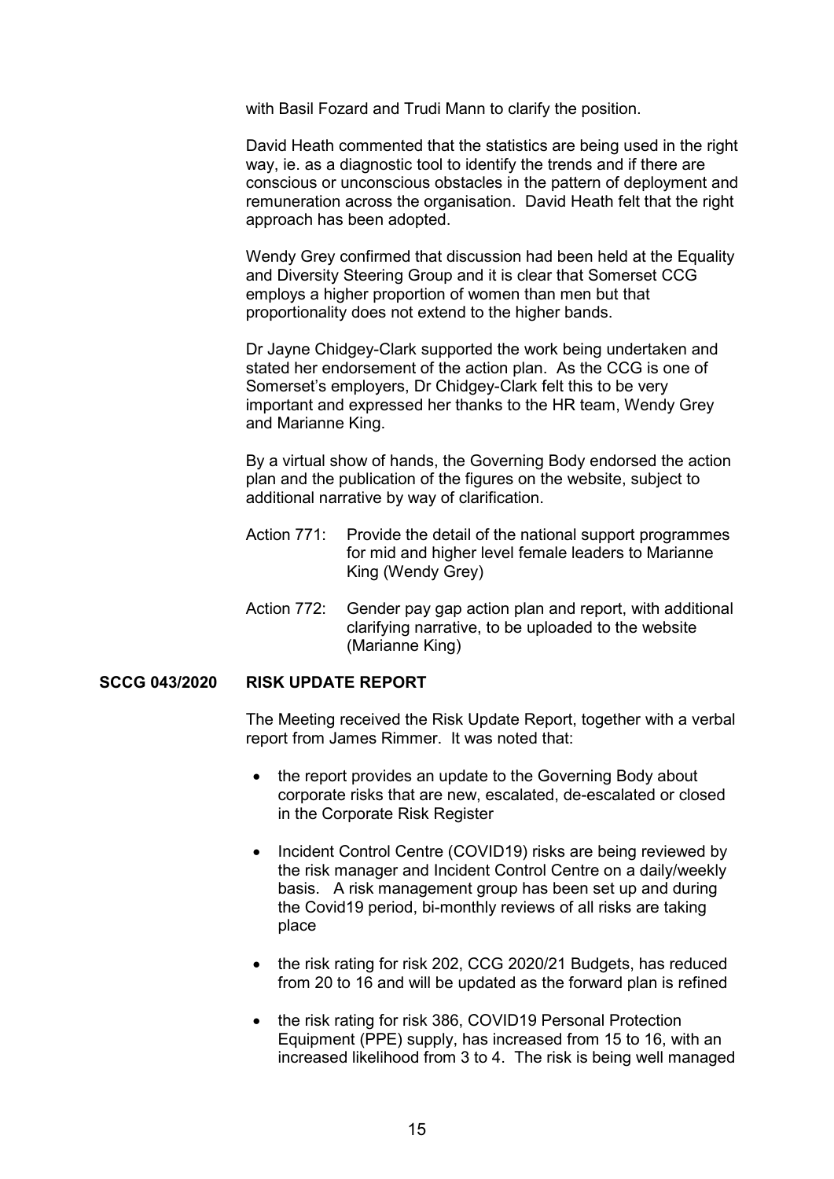with Basil Fozard and Trudi Mann to clarify the position.

David Heath commented that the statistics are being used in the right way, ie. as a diagnostic tool to identify the trends and if there are conscious or unconscious obstacles in the pattern of deployment and remuneration across the organisation. David Heath felt that the right approach has been adopted.

Wendy Grey confirmed that discussion had been held at the Equality and Diversity Steering Group and it is clear that Somerset CCG employs a higher proportion of women than men but that proportionality does not extend to the higher bands.

Dr Jayne Chidgey-Clark supported the work being undertaken and stated her endorsement of the action plan. As the CCG is one of Somerset's employers, Dr Chidgey-Clark felt this to be very important and expressed her thanks to the HR team, Wendy Grey and Marianne King.

By a virtual show of hands, the Governing Body endorsed the action plan and the publication of the figures on the website, subject to additional narrative by way of clarification.

Action 771: Provide the detail of the national support programmes for mid and higher level female leaders to Marianne King (Wendy Grey)

Action 772: Gender pay gap action plan and report, with additional clarifying narrative, to be uploaded to the website (Marianne King)

**SCCG 043/2020 RISK UPDATE REPORT**

The Meeting received the Risk Update Report, together with a verbal report from James Rimmer. It was noted that:

- the report provides an update to the Governing Body about corporate risks that are new, escalated, de-escalated or closed in the Corporate Risk Register
- Incident Control Centre (COVID19) risks are being reviewed by the risk manager and Incident Control Centre on a daily/weekly basis. A risk management group has been set up and during the Covid19 period, bi-monthly reviews of all risks are taking place
- the risk rating for risk 202, CCG 2020/21 Budgets, has reduced from 20 to 16 and will be updated as the forward plan is refined
- the risk rating for risk 386, COVID19 Personal Protection Equipment (PPE) supply, has increased from 15 to 16, with an increased likelihood from 3 to 4. The risk is being well managed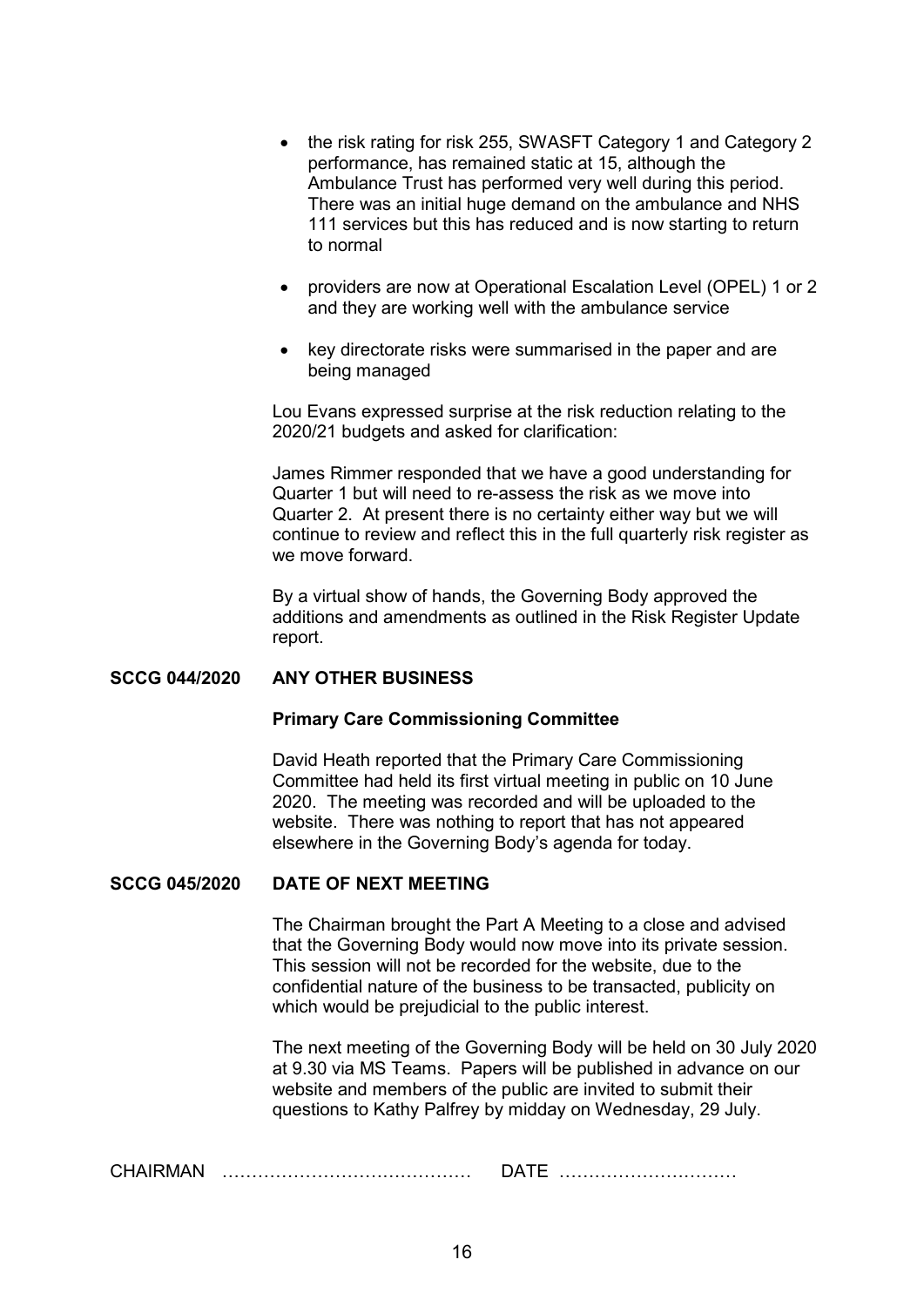- the risk rating for risk 255, SWASFT Category 1 and Category 2 performance, has remained static at 15, although the Ambulance Trust has performed very well during this period. There was an initial huge demand on the ambulance and NHS 111 services but this has reduced and is now starting to return to normal

- providers are now at Operational Escalation Level (OPEL) 1 or 2 and they are working well with the ambulance service

- key directorate risks were summarised in the paper and are being managed

Lou Evans expressed surprise at the risk reduction relating to the 2020/21 budgets and asked for clarification:

James Rimmer responded that we have a good understanding for Quarter 1 but will need to re-assess the risk as we move into Quarter 2. At present there is no certainty either way but we will continue to review and reflect this in the full quarterly risk register as we move forward.

By a virtual show of hands, the Governing Body approved the additions and amendments as outlined in the Risk Register Update report.

**SCCG 044/2020 ANY OTHER BUSINESS**

**Primary Care Commissioning Committee**

David Heath reported that the Primary Care Commissioning Committee had held its first virtual meeting in public on 10 June 2020. The meeting was recorded and will be uploaded to the website. There was nothing to report that has not appeared elsewhere in the Governing Body's agenda for today.

**SCCG 045/2020 DATE OF NEXT MEETING**

The Chairman brought the Part A Meeting to a close and advised that the Governing Body would now move into its private session. This session will not be recorded for the website, due to the confidential nature of the business to be transacted, publicity on which would be prejudicial to the public interest.

The next meeting of the Governing Body will be held on 30 July 2020 at 9.30 via MS Teams. Papers will be published in advance on our website and members of the public are invited to submit their questions to Kathy Palfrey by midday on Wednesday, 29 July.

CHAIRMAN …………………………………… DATE …………………………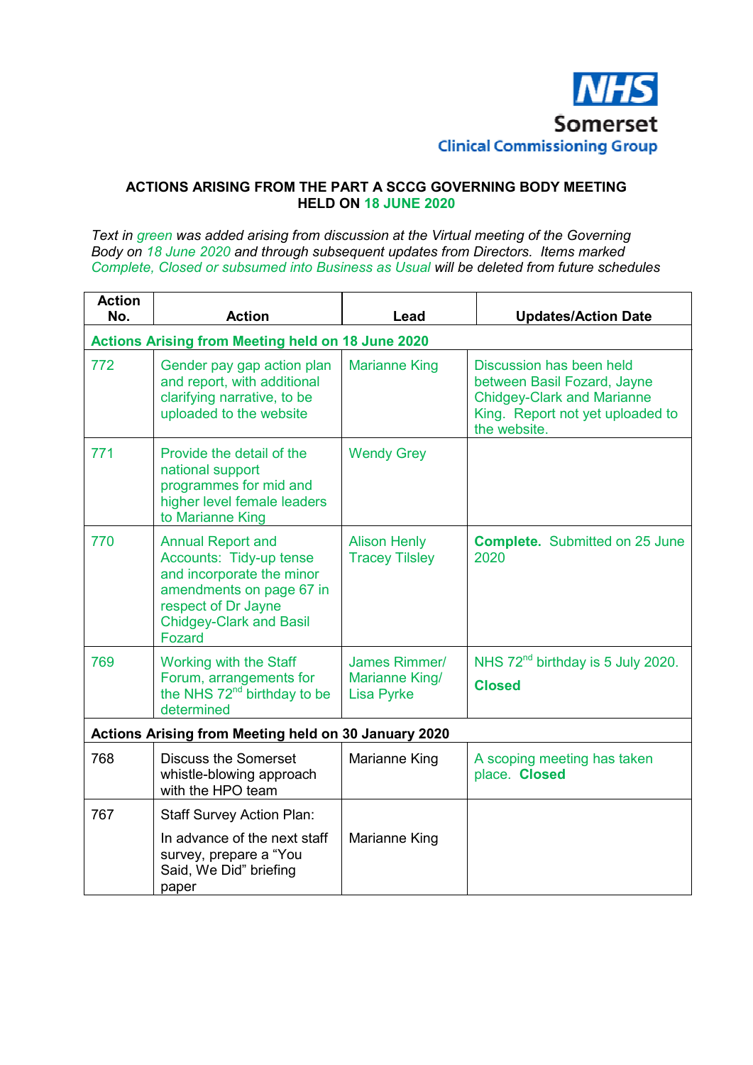NHS
Somerset
Clinical Commissioning Group

**ACTIONS ARISING FROM THE PART A SCCG GOVERNING BODY MEETING HELD ON 18 JUNE 2020**

*Text in green was added arising from discussion at the Virtual meeting of the Governing Body on 18 June 2020 and through subsequent updates from Directors. Items marked Complete, Closed or subsumed into Business as Usual will be deleted from future schedules*

| Action No. | Action | Lead | Updates/Action Date |
|---|---|---|---|
| **Actions Arising from Meeting held on 18 June 2020** | | | |
| 772 | Gender pay gap action plan and report, with additional clarifying narrative, to be uploaded to the website | Marianne King | Discussion has been held between Basil Fozard, Jayne Chidgey-Clark and Marianne King. Report not yet uploaded to the website. |
| 771 | Provide the detail of the national support programmes for mid and higher level female leaders to Marianne King | Wendy Grey | |
| 770 | Annual Report and Accounts: Tidy-up tense and incorporate the minor amendments on page 67 in respect of Dr Jayne Chidgey-Clark and Basil Fozard | Alison Henly<br>Tracey Tilsley | **Complete.** Submitted on 25 June 2020 |
| 769 | Working with the Staff Forum, arrangements for the NHS 72nd birthday to be determined | James Rimmer/<br>Marianne King/<br>Lisa Pyrke | NHS 72nd birthday is 5 July 2020.<br>**Closed** |
| **Actions Arising from Meeting held on 30 January 2020** | | | |
| 768 | Discuss the Somerset whistle-blowing approach with the HPO team | Marianne King | A scoping meeting has taken place. **Closed** |
| 767 | Staff Survey Action Plan:<br>In advance of the next staff survey, prepare a "You Said, We Did" briefing paper | Marianne King | |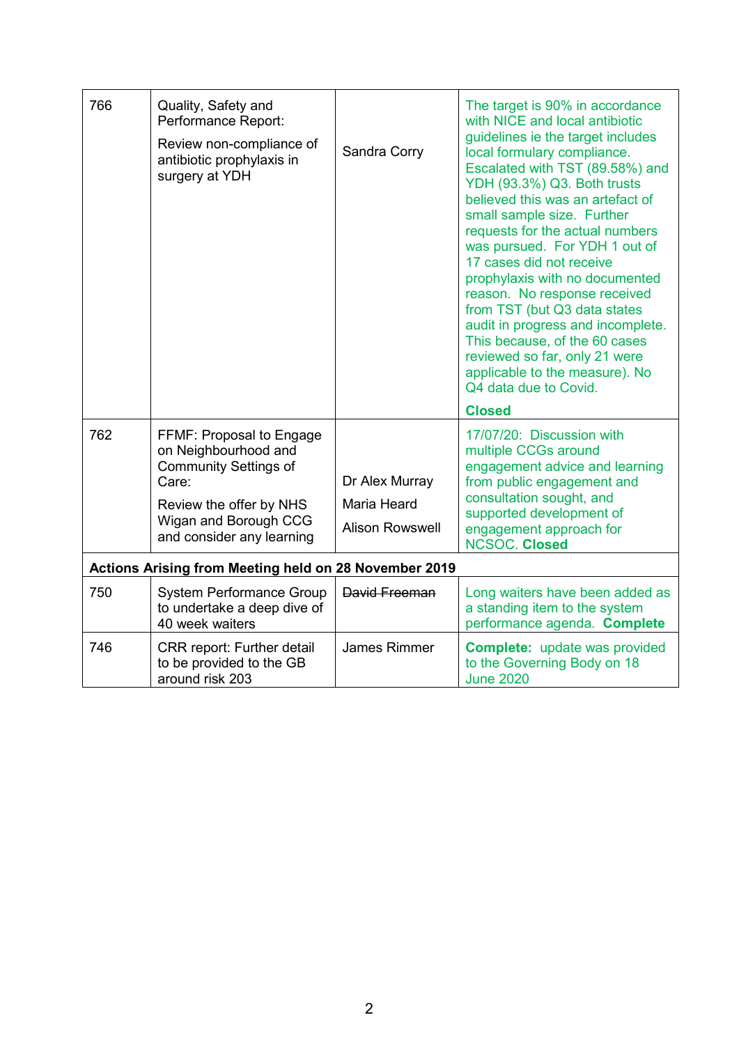| | | | |
|---|---|---|---|
| 766 | Quality, Safety and Performance Report: Review non-compliance of antibiotic prophylaxis in surgery at YDH | Sandra Corry | The target is 90% in accordance with NICE and local antibiotic guidelines ie the target includes local formulary compliance. Escalated with TST (89.58%) and YDH (93.3%) Q3. Both trusts believed this was an artefact of small sample size. Further requests for the actual numbers was pursued. For YDH 1 out of 17 cases did not receive prophylaxis with no documented reason. No response received from TST (but Q3 data states audit in progress and incomplete. This because, of the 60 cases reviewed so far, only 21 were applicable to the measure). No Q4 data due to Covid. **Closed** |
| 762 | FFMF: Proposal to Engage on Neighbourhood and Community Settings of Care: Review the offer by NHS Wigan and Borough CCG and consider any learning | Dr Alex Murray<br>Maria Heard<br>Alison Rowswell | 17/07/20: Discussion with multiple CCGs around engagement advice and learning from public engagement and consultation sought, and supported development of engagement approach for NCSOC. **Closed** |
| **Actions Arising from Meeting held on 28 November 2019** | | | |
| 750 | System Performance Group to undertake a deep dive of 40 week waiters | ~~David Freeman~~ | Long waiters have been added as a standing item to the system performance agenda. **Complete** |
| 746 | CRR report: Further detail to be provided to the GB around risk 203 | James Rimmer | **Complete:** update was provided to the Governing Body on 18 June 2020 |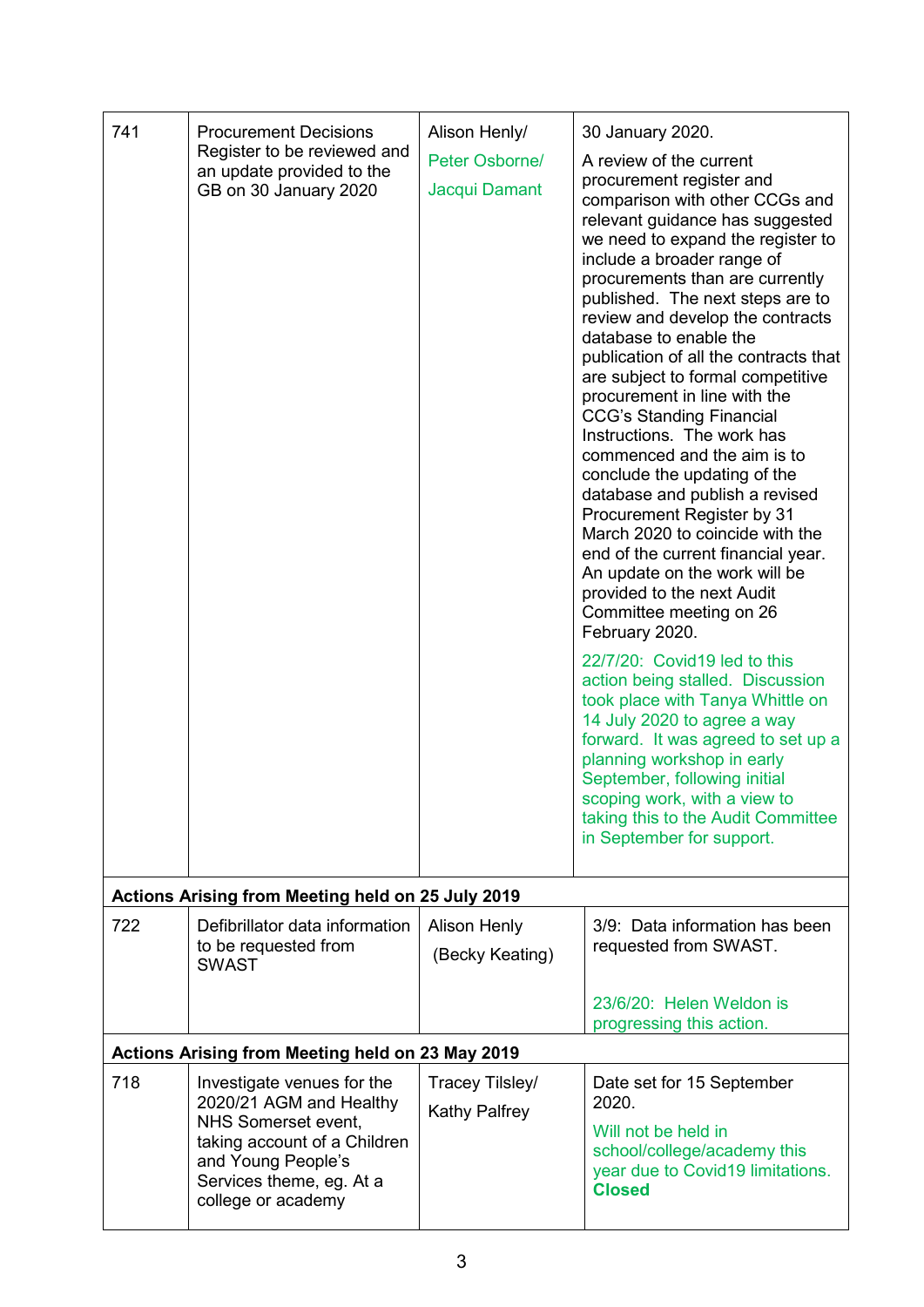| | | | |
|---|---|---|---|
| 741 | Procurement Decisions Register to be reviewed and an update provided to the GB on 30 January 2020 | Alison Henly/ Peter Osborne/ Jacqui Damant | 30 January 2020.<br><br>A review of the current procurement register and comparison with other CCGs and relevant guidance has suggested we need to expand the register to include a broader range of procurements than are currently published. The next steps are to review and develop the contracts database to enable the publication of all the contracts that are subject to formal competitive procurement in line with the CCG's Standing Financial Instructions. The work has commenced and the aim is to conclude the updating of the database and publish a revised Procurement Register by 31 March 2020 to coincide with the end of the current financial year. An update on the work will be provided to the next Audit Committee meeting on 26 February 2020.<br><br>22/7/20: Covid19 led to this action being stalled. Discussion took place with Tanya Whittle on 14 July 2020 to agree a way forward. It was agreed to set up a planning workshop in early September, following initial scoping work, with a view to taking this to the Audit Committee in September for support. |
| **Actions Arising from Meeting held on 25 July 2019** | | | |
| 722 | Defibrillator data information to be requested from SWAST | Alison Henly<br><br>(Becky Keating) | 3/9: Data information has been requested from SWAST.<br><br>23/6/20: Helen Weldon is progressing this action. |
| **Actions Arising from Meeting held on 23 May 2019** | | | |
| 718 | Investigate venues for the 2020/21 AGM and Healthy NHS Somerset event, taking account of a Children and Young People's Services theme, eg. At a college or academy | Tracey Tilsley/ Kathy Palfrey | Date set for 15 September 2020.<br><br>Will not be held in school/college/academy this year due to Covid19 limitations. **Closed** |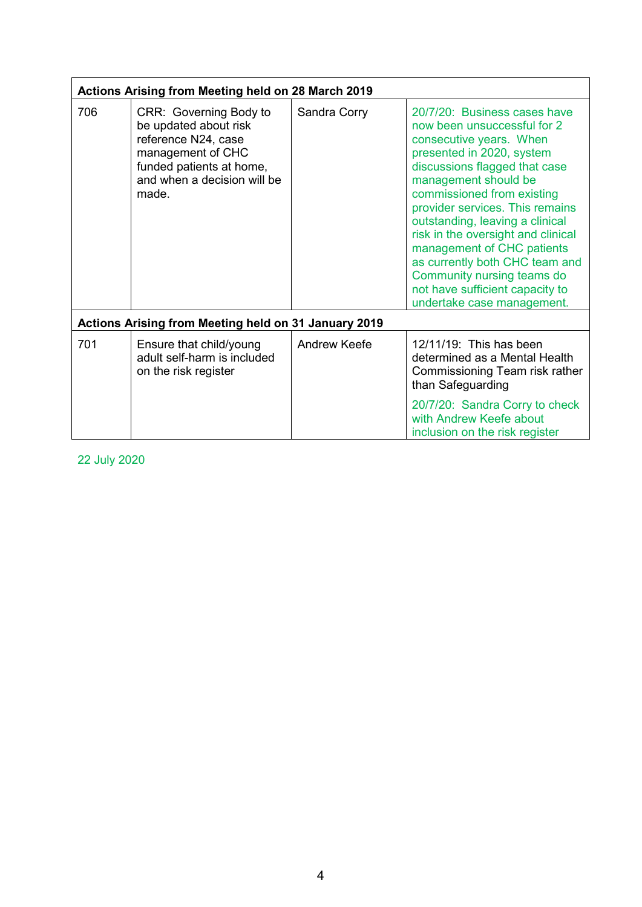| | | | |
|---|---|---|---|
| **Actions Arising from Meeting held on 28 March 2019** | | | |
| 706 | CRR: Governing Body to be updated about risk reference N24, case management of CHC funded patients at home, and when a decision will be made. | Sandra Corry | 20/7/20: Business cases have now been unsuccessful for 2 consecutive years. When presented in 2020, system discussions flagged that case management should be commissioned from existing provider services. This remains outstanding, leaving a clinical risk in the oversight and clinical management of CHC patients as currently both CHC team and Community nursing teams do not have sufficient capacity to undertake case management. |
| **Actions Arising from Meeting held on 31 January 2019** | | | |
| 701 | Ensure that child/young adult self-harm is included on the risk register | Andrew Keefe | 12/11/19: This has been determined as a Mental Health Commissioning Team risk rather than Safeguarding<br><br>20/7/20: Sandra Corry to check with Andrew Keefe about inclusion on the risk register |

22 July 2020